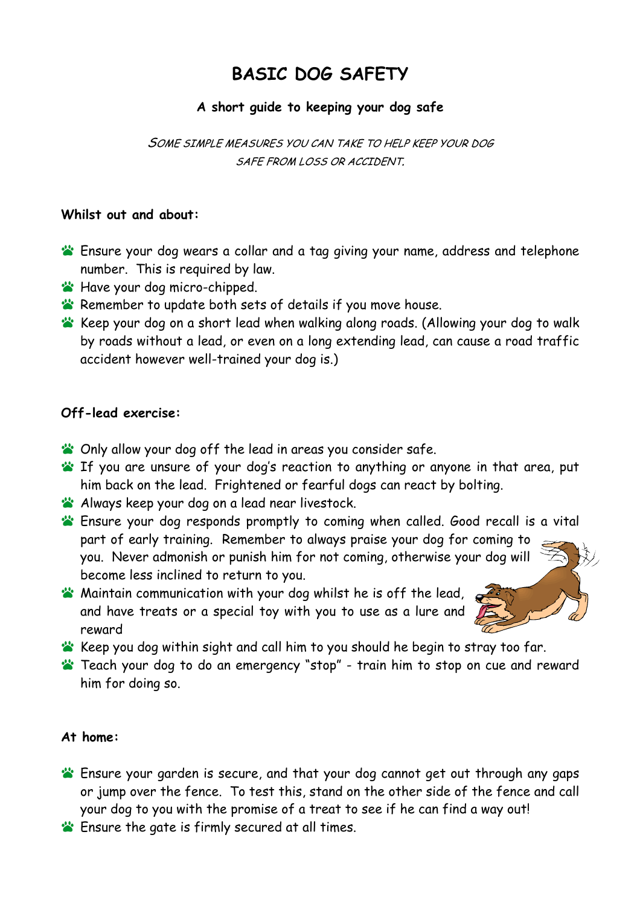# BASIC DOG SAFETY

**A short guide to keeping your dog safe**

*SOME SIMPLE MEASURES YOU CAN TAKE TO HELP KEEP YOUR DOG SAFE FROM LOSS OR ACCIDENT.*

**Whilst out and about:**

- Ensure your dog wears a collar and a tag giving your name, address and telephone number. This is required by law.
- Have your dog micro-chipped.
- Remember to update both sets of details if you move house.
- Keep your dog on a short lead when walking along roads. (Allowing your dog to walk by roads without a lead, or even on a long extending lead, can cause a road traffic accident however well-trained your dog is.)

**Off-lead exercise:**

- Only allow your dog off the lead in areas you consider safe.
- If you are unsure of your dog's reaction to anything or anyone in that area, put him back on the lead. Frightened or fearful dogs can react by bolting.
- Always keep your dog on a lead near livestock.
- Ensure your dog responds promptly to coming when called. Good recall is a vital part of early training. Remember to always praise your dog for coming to you. Never admonish or punish him for not coming, otherwise your dog will become less inclined to return to you.
- Maintain communication with your dog whilst he is off the lead, and have treats or a special toy with you to use as a lure and reward
- Keep you dog within sight and call him to you should he begin to stray too far.
- Teach your dog to do an emergency "stop" - train him to stop on cue and reward him for doing so.

**At home:**

- Ensure your garden is secure, and that your dog cannot get out through any gaps or jump over the fence. To test this, stand on the other side of the fence and call your dog to you with the promise of a treat to see if he can find a way out!
- Ensure the gate is firmly secured at all times.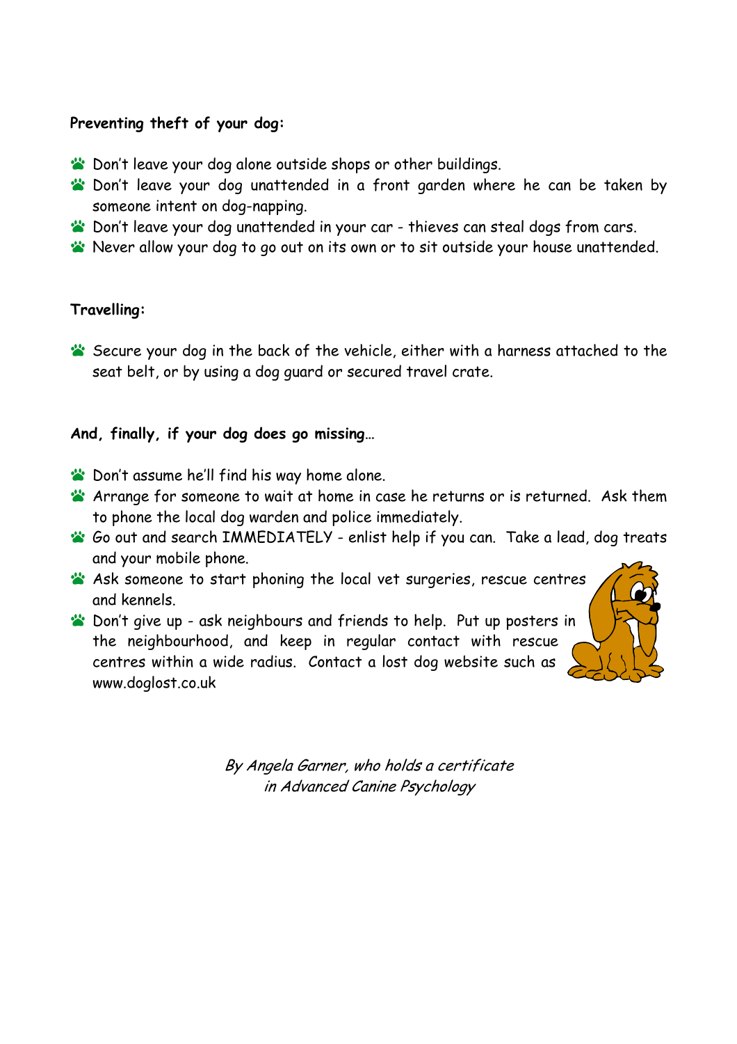**Preventing theft of your dog:**

- Don't leave your dog alone outside shops or other buildings.
- Don't leave your dog unattended in a front garden where he can be taken by someone intent on dog-napping.
- Don't leave your dog unattended in your car - thieves can steal dogs from cars.
- Never allow your dog to go out on its own or to sit outside your house unattended.

**Travelling:**

- Secure your dog in the back of the vehicle, either with a harness attached to the seat belt, or by using a dog guard or secured travel crate.

**And, finally, if your dog does go missing…**

- Don't assume he'll find his way home alone.
- Arrange for someone to wait at home in case he returns or is returned. Ask them to phone the local dog warden and police immediately.
- Go out and search IMMEDIATELY - enlist help if you can. Take a lead, dog treats and your mobile phone.
- Ask someone to start phoning the local vet surgeries, rescue centres and kennels.
- Don't give up - ask neighbours and friends to help. Put up posters in the neighbourhood, and keep in regular contact with rescue centres within a wide radius. Contact a lost dog website such as www.doglost.co.uk

*By Angela Garner, who holds a certificate in Advanced Canine Psychology*